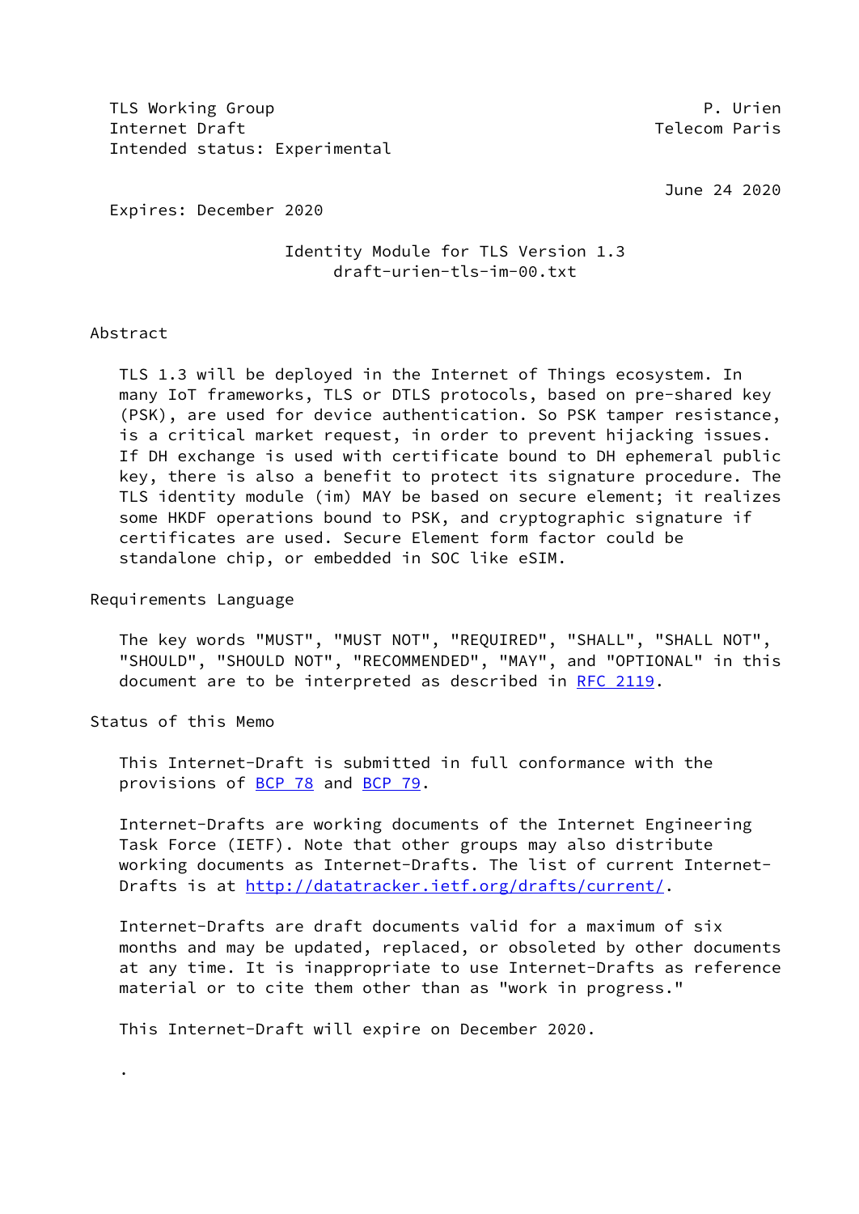TLS Working Group P. Urien
Internet Draft Telecom Paris
Intended status: Experimental

June 24 2020

Expires: December 2020

# Identity Module for TLS Version 1.3
draft-urien-tls-im-00.txt

## Abstract

TLS 1.3 will be deployed in the Internet of Things ecosystem. In many IoT frameworks, TLS or DTLS protocols, based on pre-shared key (PSK), are used for device authentication. So PSK tamper resistance, is a critical market request, in order to prevent hijacking issues. If DH exchange is used with certificate bound to DH ephemeral public key, there is also a benefit to protect its signature procedure. The TLS identity module (im) MAY be based on secure element; it realizes some HKDF operations bound to PSK, and cryptographic signature if certificates are used. Secure Element form factor could be standalone chip, or embedded in SOC like eSIM.

## Requirements Language

The key words "MUST", "MUST NOT", "REQUIRED", "SHALL", "SHALL NOT", "SHOULD", "SHOULD NOT", "RECOMMENDED", "MAY", and "OPTIONAL" in this document are to be interpreted as described in RFC 2119.

## Status of this Memo

This Internet-Draft is submitted in full conformance with the provisions of BCP 78 and BCP 79.

Internet-Drafts are working documents of the Internet Engineering Task Force (IETF). Note that other groups may also distribute working documents as Internet-Drafts. The list of current Internet-Drafts is at http://datatracker.ietf.org/drafts/current/.

Internet-Drafts are draft documents valid for a maximum of six months and may be updated, replaced, or obsoleted by other documents at any time. It is inappropriate to use Internet-Drafts as reference material or to cite them other than as "work in progress."

This Internet-Draft will expire on December 2020.

.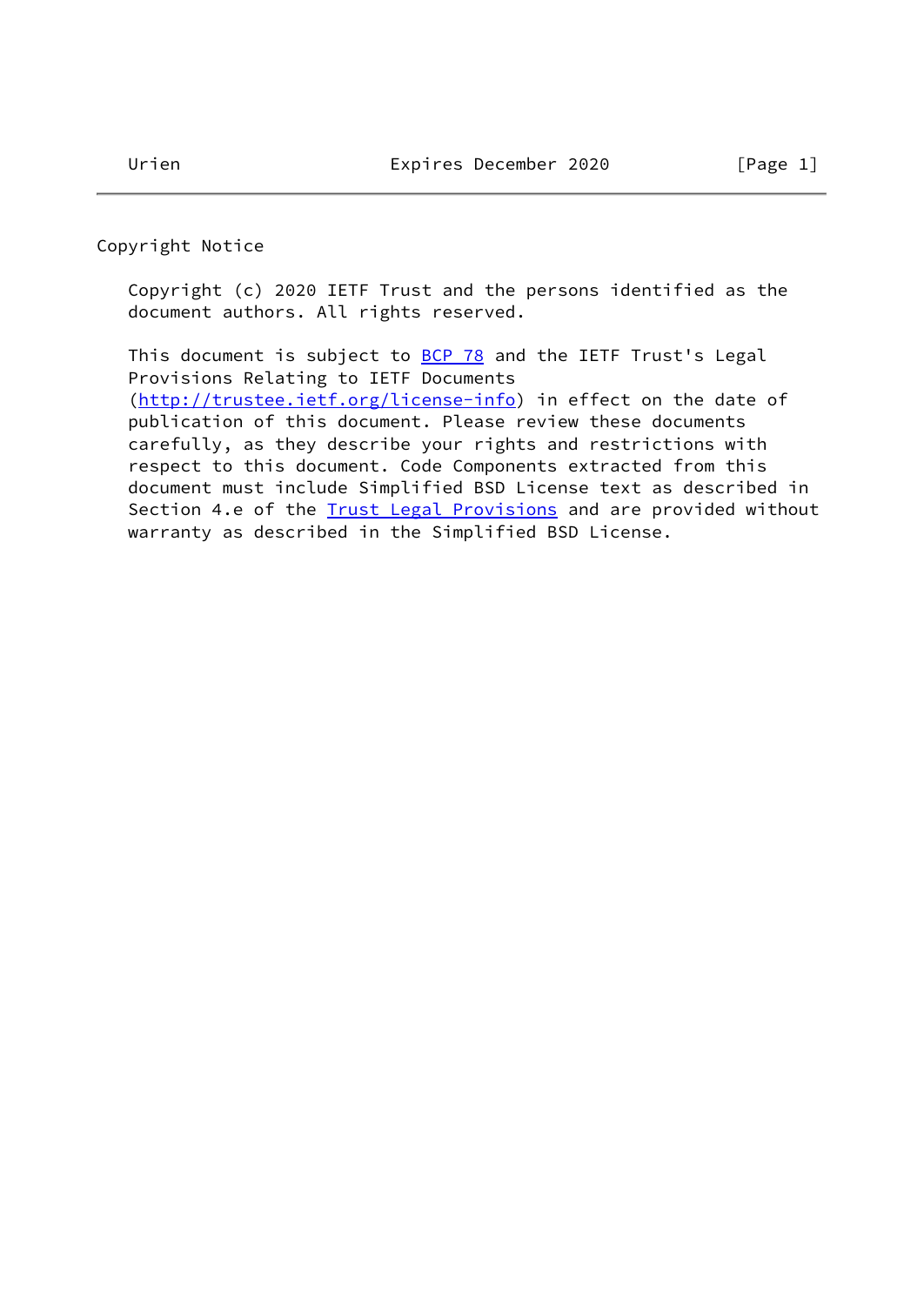## Copyright Notice

Copyright (c) 2020 IETF Trust and the persons identified as the document authors. All rights reserved.

This document is subject to BCP 78 and the IETF Trust's Legal Provisions Relating to IETF Documents (http://trustee.ietf.org/license-info) in effect on the date of publication of this document. Please review these documents carefully, as they describe your rights and restrictions with respect to this document. Code Components extracted from this document must include Simplified BSD License text as described in Section 4.e of the Trust Legal Provisions and are provided without warranty as described in the Simplified BSD License.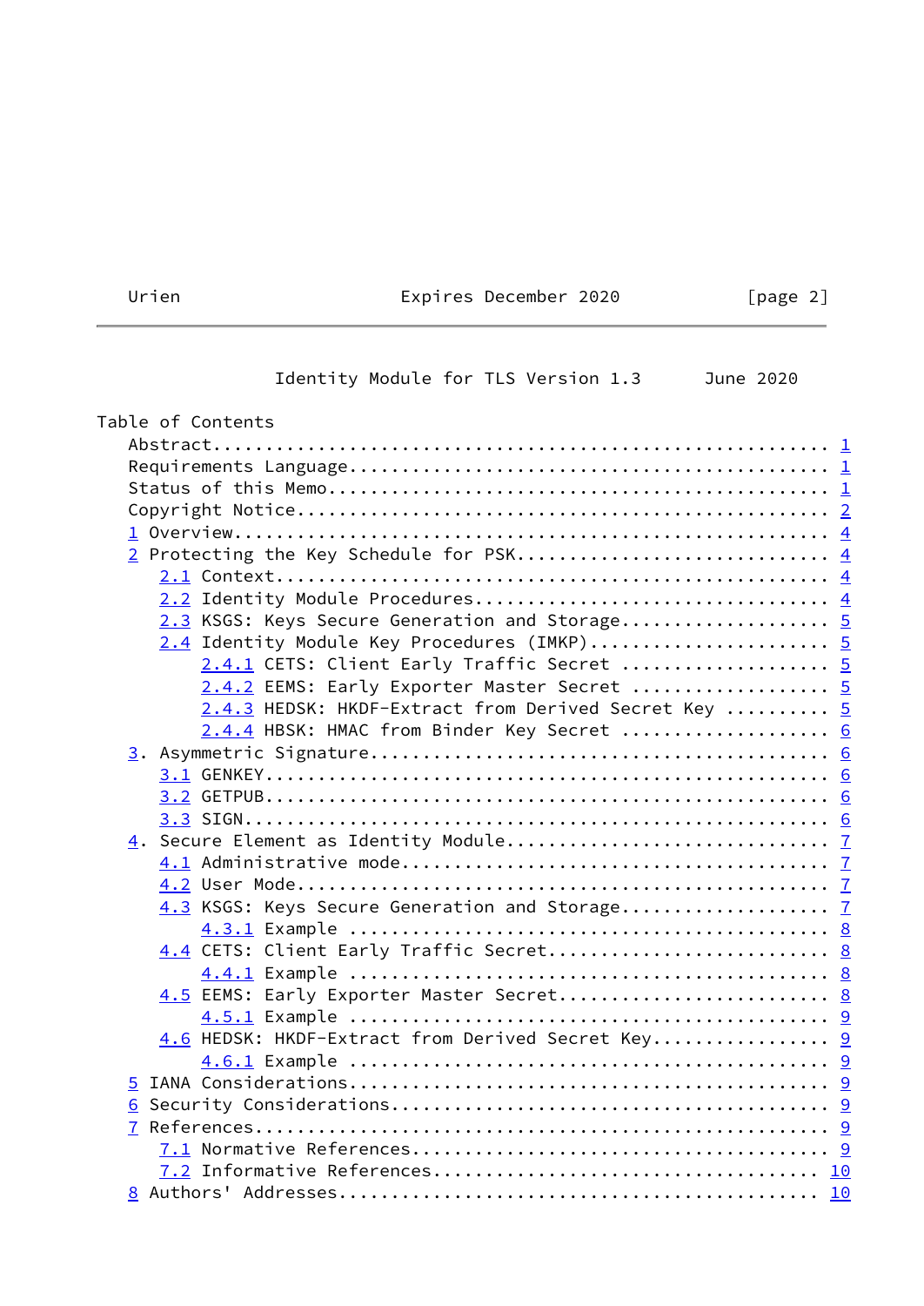Identity Module for TLS Version 1.3      June 2020

## Table of Contents

```
   Abstract........................................................... 1
   Requirements Language.............................................. 1
   Status of this Memo................................................ 1
   Copyright Notice................................................... 2
   1 Overview......................................................... 4
   2 Protecting the Key Schedule for PSK.............................. 4
      2.1 Context..................................................... 4
      2.2 Identity Module Procedures.................................. 4
      2.3 KSGS: Keys Secure Generation and Storage.................... 5
      2.4 Identity Module Key Procedures (IMKP)....................... 5
         2.4.1 CETS: Client Early Traffic Secret ..................... 5
         2.4.2 EEMS: Early Exporter Master Secret .................... 5
         2.4.3 HEDSK: HKDF-Extract from Derived Secret Key ........... 5
         2.4.4 HBSK: HMAC from Binder Key Secret ..................... 6
   3. Asymmetric Signature............................................ 6
      3.1 GENKEY...................................................... 6
      3.2 GETPUB...................................................... 6
      3.3 SIGN........................................................ 6
   4. Secure Element as Identity Module............................... 7
      4.1 Administrative mode......................................... 7
      4.2 User Mode................................................... 7
      4.3 KSGS: Keys Secure Generation and Storage.................... 7
         4.3.1 Example ............................................... 8
      4.4 CETS: Client Early Traffic Secret........................... 8
         4.4.1 Example ............................................... 8
      4.5 EEMS: Early Exporter Master Secret.......................... 8
         4.5.1 Example ............................................... 9
      4.6 HEDSK: HKDF-Extract from Derived Secret Key................. 9
         4.6.1 Example ............................................... 9
   5 IANA Considerations.............................................. 9
   6 Security Considerations.......................................... 9
   7 References....................................................... 9
      7.1 Normative References........................................ 9
      7.2 Informative References..................................... 10
   8 Authors' Addresses.............................................. 10
```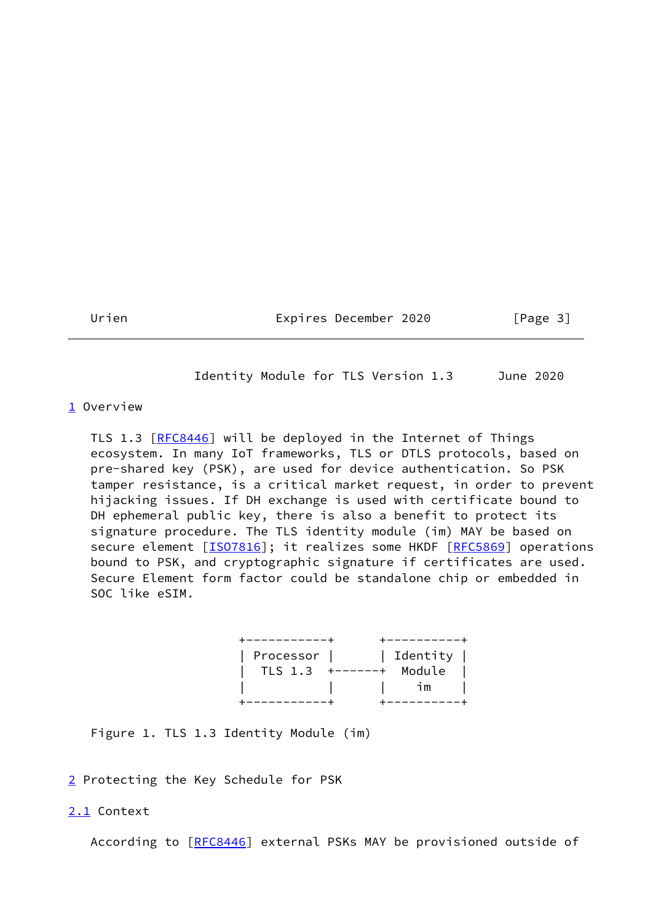## 1 Overview

TLS 1.3 [RFC8446] will be deployed in the Internet of Things ecosystem. In many IoT frameworks, TLS or DTLS protocols, based on pre-shared key (PSK), are used for device authentication. So PSK tamper resistance, is a critical market request, in order to prevent hijacking issues. If DH exchange is used with certificate bound to DH ephemeral public key, there is also a benefit to protect its signature procedure. The TLS identity module (im) MAY be based on secure element [ISO7816]; it realizes some HKDF [RFC5869] operations bound to PSK, and cryptographic signature if certificates are used. Secure Element form factor could be standalone chip or embedded in SOC like eSIM.

```
+-----------+      +----------+
| Processor |      | Identity |
|  TLS 1.3  +------+  Module  |
|           |      |    im    |
+-----------+      +----------+
```

Figure 1. TLS 1.3 Identity Module (im)

## 2 Protecting the Key Schedule for PSK

### 2.1 Context

According to [RFC8446] external PSKs MAY be provisioned outside of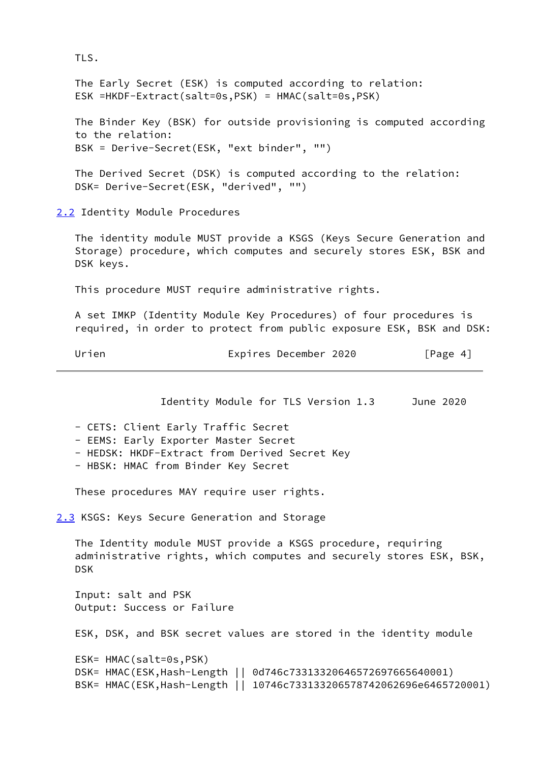TLS.

The Early Secret (ESK) is computed according to relation:
ESK =HKDF-Extract(salt=0s,PSK) = HMAC(salt=0s,PSK)

The Binder Key (BSK) for outside provisioning is computed according to the relation:
BSK = Derive-Secret(ESK, "ext binder", "")

The Derived Secret (DSK) is computed according to the relation:
DSK= Derive-Secret(ESK, "derived", "")

## 2.2 Identity Module Procedures

The identity module MUST provide a KSGS (Keys Secure Generation and Storage) procedure, which computes and securely stores ESK, BSK and DSK keys.

This procedure MUST require administrative rights.

A set IMKP (Identity Module Key Procedures) of four procedures is required, in order to protect from public exposure ESK, BSK and DSK:

- CETS: Client Early Traffic Secret
- EEMS: Early Exporter Master Secret
- HEDSK: HKDF-Extract from Derived Secret Key
- HBSK: HMAC from Binder Key Secret

These procedures MAY require user rights.

## 2.3 KSGS: Keys Secure Generation and Storage

The Identity module MUST provide a KSGS procedure, requiring administrative rights, which computes and securely stores ESK, BSK, DSK

Input: salt and PSK
Output: Success or Failure

ESK, DSK, and BSK secret values are stored in the identity module

```
ESK= HMAC(salt=0s,PSK)
DSK= HMAC(ESK,Hash-Length || 0d746c73313320646572697665640001)
BSK= HMAC(ESK,Hash-Length || 10746c7331332065787420626696e6465720001)
```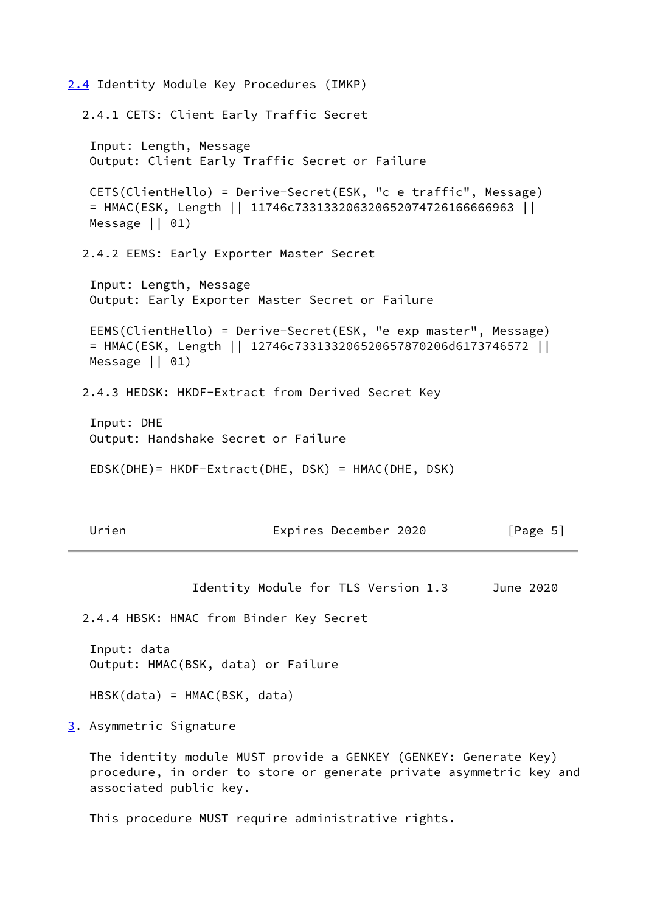## 2.4 Identity Module Key Procedures (IMKP)

### 2.4.1 CETS: Client Early Traffic Secret

Input: Length, Message
Output: Client Early Traffic Secret or Failure

```
CETS(ClientHello) = Derive-Secret(ESK, "c e traffic", Message)
= HMAC(ESK, Length || 11746c73313320632065207472616666963 ||
Message || 01)
```

### 2.4.2 EEMS: Early Exporter Master Secret

Input: Length, Message
Output: Early Exporter Master Secret or Failure

```
EEMS(ClientHello) = Derive-Secret(ESK, "e exp master", Message)
= HMAC(ESK, Length || 12746c7331332065206578702006d6173746572 ||
Message || 01)
```

### 2.4.3 HEDSK: HKDF-Extract from Derived Secret Key

Input: DHE
Output: Handshake Secret or Failure

```
EDSK(DHE)= HKDF-Extract(DHE, DSK) = HMAC(DHE, DSK)
```

### 2.4.4 HBSK: HMAC from Binder Key Secret

Input: data
Output: HMAC(BSK, data) or Failure

```
HBSK(data) = HMAC(BSK, data)
```

## 3. Asymmetric Signature

The identity module MUST provide a GENKEY (GENKEY: Generate Key) procedure, in order to store or generate private asymmetric key and associated public key.

This procedure MUST require administrative rights.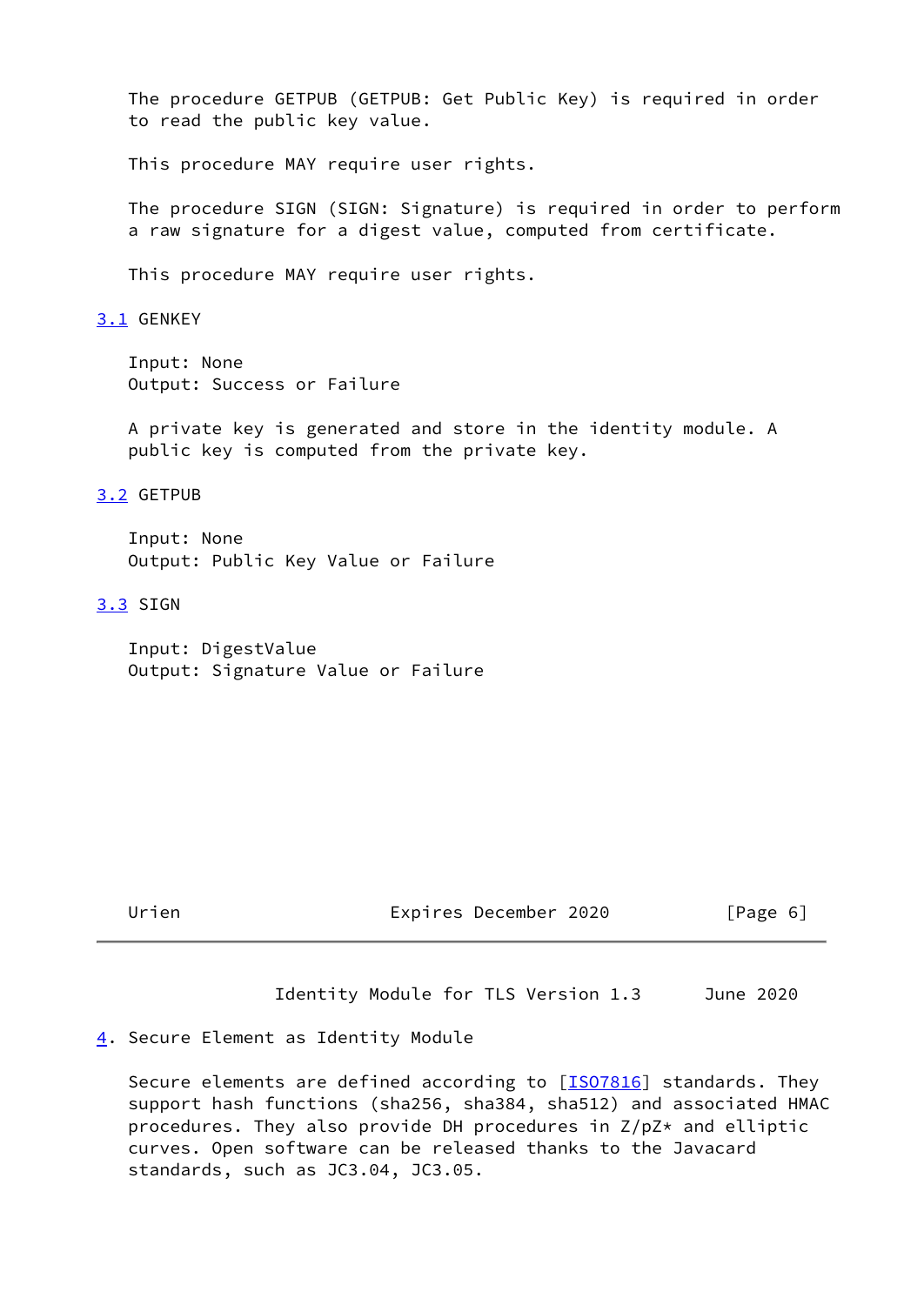The procedure GETPUB (GETPUB: Get Public Key) is required in order to read the public key value.

This procedure MAY require user rights.

The procedure SIGN (SIGN: Signature) is required in order to perform a raw signature for a digest value, computed from certificate.

This procedure MAY require user rights.

### 3.1 GENKEY

Input: None
Output: Success or Failure

A private key is generated and store in the identity module. A public key is computed from the private key.

### 3.2 GETPUB

Input: None
Output: Public Key Value or Failure

### 3.3 SIGN

Input: DigestValue
Output: Signature Value or Failure

## 4. Secure Element as Identity Module

Secure elements are defined according to [ISO7816] standards. They support hash functions (sha256, sha384, sha512) and associated HMAC procedures. They also provide DH procedures in Z/pZ* and elliptic curves. Open software can be released thanks to the Javacard standards, such as JC3.04, JC3.05.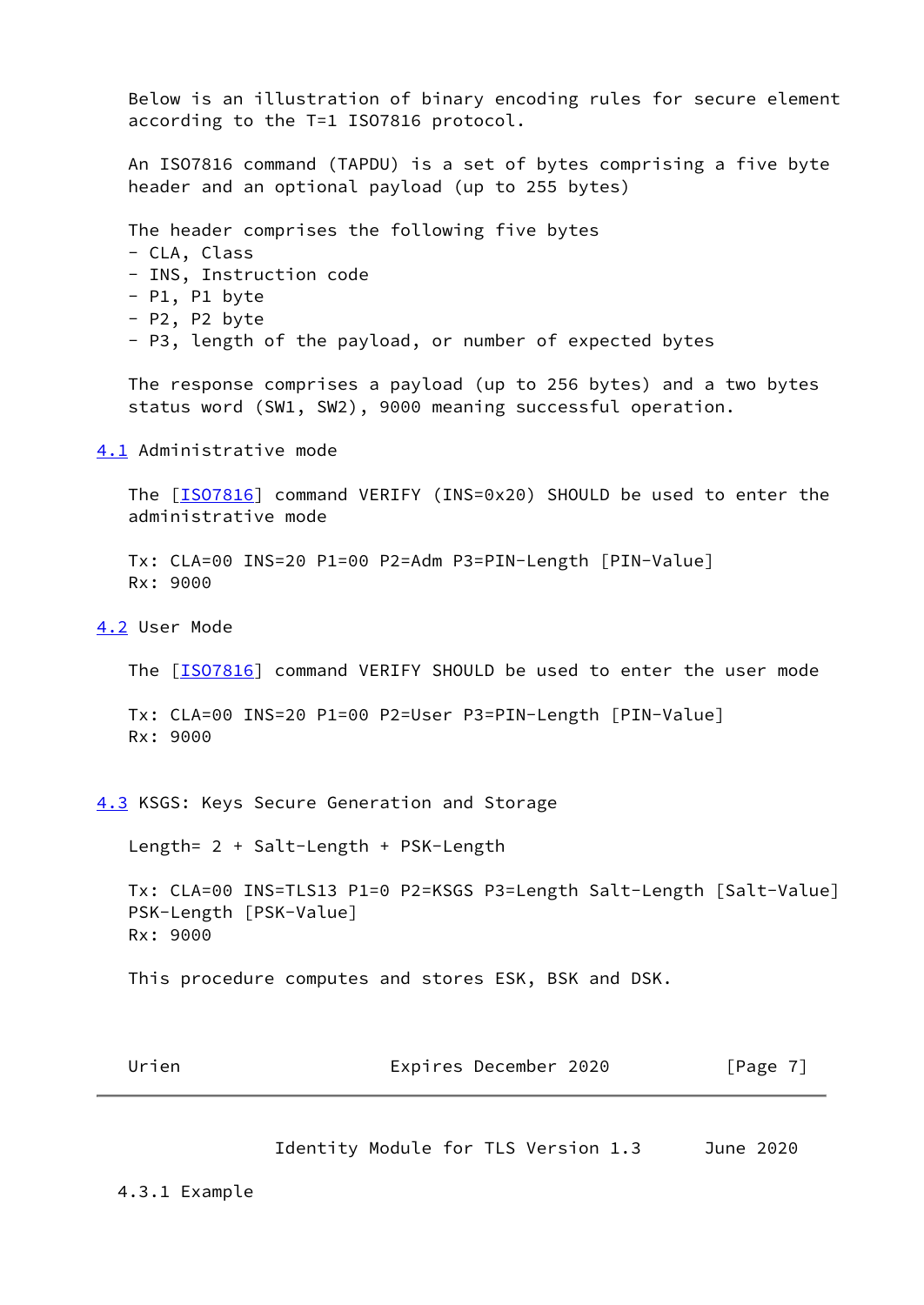Below is an illustration of binary encoding rules for secure element according to the T=1 ISO7816 protocol.

An ISO7816 command (TAPDU) is a set of bytes comprising a five byte header and an optional payload (up to 255 bytes)

The header comprises the following five bytes

- CLA, Class
- INS, Instruction code
- P1, P1 byte
- P2, P2 byte
- P3, length of the payload, or number of expected bytes

The response comprises a payload (up to 256 bytes) and a two bytes status word (SW1, SW2), 9000 meaning successful operation.

## 4.1 Administrative mode

The [ISO7816] command VERIFY (INS=0x20) SHOULD be used to enter the administrative mode

```
Tx: CLA=00 INS=20 P1=00 P2=Adm P3=PIN-Length [PIN-Value]
Rx: 9000
```

## 4.2 User Mode

The [ISO7816] command VERIFY SHOULD be used to enter the user mode

```
Tx: CLA=00 INS=20 P1=00 P2=User P3=PIN-Length [PIN-Value]
Rx: 9000
```

## 4.3 KSGS: Keys Secure Generation and Storage

Length= 2 + Salt-Length + PSK-Length

```
Tx: CLA=00 INS=TLS13 P1=0 P2=KSGS P3=Length Salt-Length [Salt-Value]
PSK-Length [PSK-Value]
Rx: 9000
```

This procedure computes and stores ESK, BSK and DSK.

### 4.3.1 Example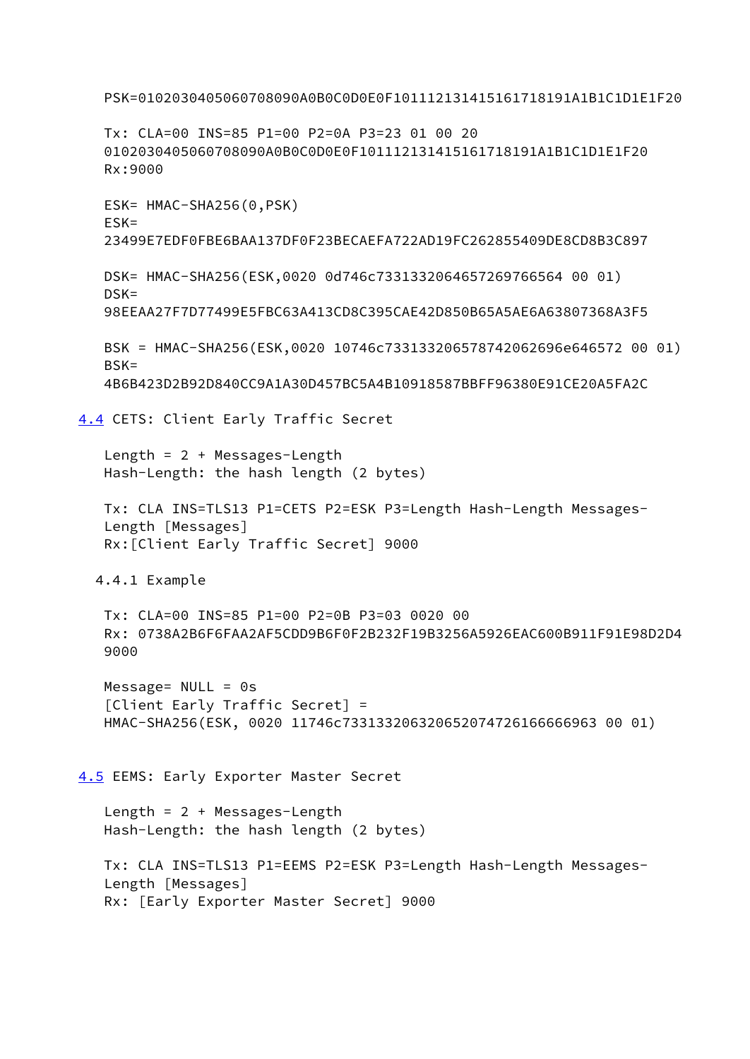```
PSK=0102030405060708090A0B0C0D0E0F101112131415161718191A1B1C1D1E1F20

Tx: CLA=00 INS=85 P1=00 P2=0A P3=23 01 00 20
0102030405060708090A0B0C0D0E0F101112131415161718191A1B1C1D1E1F20
Rx:9000

ESK= HMAC-SHA256(0,PSK)
ESK=
23499E7EDF0FBE6BAA137DF0F23BECAEFA722AD19FC262855409DE8CD8B3C897

DSK= HMAC-SHA256(ESK,0020 0d746c7331332064657269766564 00 01)
DSK=
98EEAA27F7D77499E5FBC63A413CD8C395CAE42D850B65A5AE6A63807368A3F5

BSK = HMAC-SHA256(ESK,0020 10746c733133206578742062696e646572 00 01)
BSK=
4B6B423D2B92D840CC9A1A30D457BC5A4B10918587BBFF96380E91CE20A5FA2C
```

## 4.4 CETS: Client Early Traffic Secret

```
Length = 2 + Messages-Length
Hash-Length: the hash length (2 bytes)

Tx: CLA INS=TLS13 P1=CETS P2=ESK P3=Length Hash-Length Messages-
Length [Messages]
Rx:[Client Early Traffic Secret] 9000
```

### 4.4.1 Example

```
Tx: CLA=00 INS=85 P1=00 P2=0B P3=03 0020 00
Rx: 0738A2B6F6FAA2AF5CDD9B6F0F2B232F19B3256A5926EAC600B911F91E98D2D4
9000

Message= NULL = 0s
[Client Early Traffic Secret] =
HMAC-SHA256(ESK, 0020 11746c7331332063206520747261666666963 00 01)
```

## 4.5 EEMS: Early Exporter Master Secret

```
Length = 2 + Messages-Length
Hash-Length: the hash length (2 bytes)

Tx: CLA INS=TLS13 P1=EEMS P2=ESK P3=Length Hash-Length Messages-
Length [Messages]
Rx: [Early Exporter Master Secret] 9000
```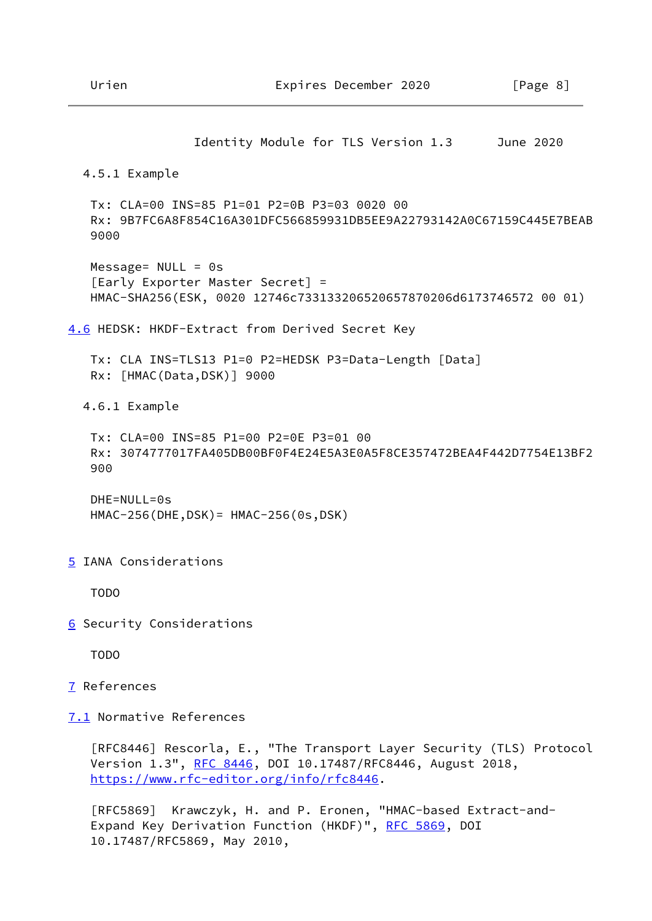#### 4.5.1 Example

```
Tx: CLA=00 INS=85 P1=01 P2=0B P3=03 0020 00
Rx: 9B7FC6A8F854C16A301DFC566859931DB5EE9A22793142A0C67159C445E7BEAB
9000

Message= NULL = 0s
[Early Exporter Master Secret] =
HMAC-SHA256(ESK, 0020 12746c7331332065206578706d6173746572 00 01)
```

### 4.6 HEDSK: HKDF-Extract from Derived Secret Key

```
Tx: CLA INS=TLS13 P1=0 P2=HEDSK P3=Data-Length [Data]
Rx: [HMAC(Data,DSK)] 9000
```

#### 4.6.1 Example

```
Tx: CLA=00 INS=85 P1=00 P2=0E P3=01 00
Rx: 3074777017FA405DB00BF0F4E24E5A3E0A5F8CE357472BEA4F442D7754E13BF2
900

DHE=NULL=0s
HMAC-256(DHE,DSK)= HMAC-256(0s,DSK)
```

## 5 IANA Considerations

TODO

## 6 Security Considerations

TODO

## 7 References

### 7.1 Normative References

[RFC8446] Rescorla, E., "The Transport Layer Security (TLS) Protocol Version 1.3", RFC 8446, DOI 10.17487/RFC8446, August 2018, https://www.rfc-editor.org/info/rfc8446.

[RFC5869] Krawczyk, H. and P. Eronen, "HMAC-based Extract-and-Expand Key Derivation Function (HKDF)", RFC 5869, DOI 10.17487/RFC5869, May 2010,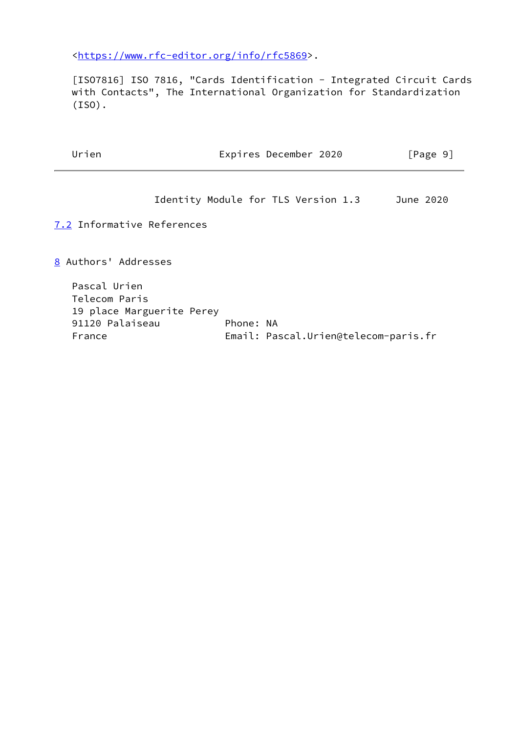<https://www.rfc-editor.org/info/rfc5869>.

[ISO7816] ISO 7816, "Cards Identification - Integrated Circuit Cards with Contacts", The International Organization for Standardization (ISO).

## 7.2 Informative References

## 8 Authors' Addresses

Pascal Urien
Telecom Paris
19 place Marguerite Perey
91120 Palaiseau
France

Phone: NA
Email: Pascal.Urien@telecom-paris.fr